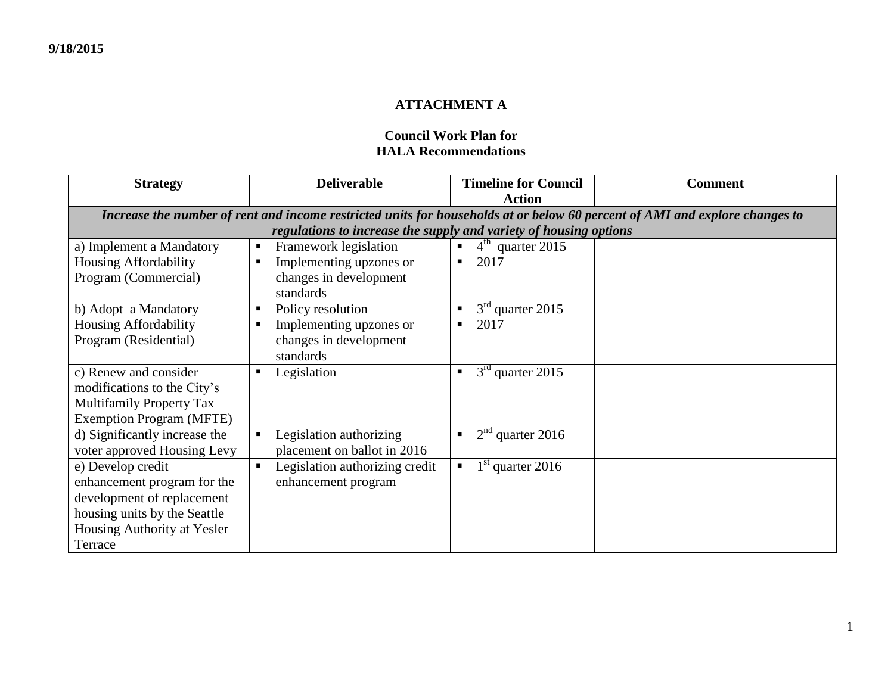**9/18/2015**

## ATTACHMENT A

### Council Work Plan for HALA Recommendations

| Strategy | Deliverable | Timeline for Council Action | Comment |
|---|---|---|---|
| ***Increase the number of rent and income restricted units for households at or below 60 percent of AMI and explore changes to regulations to increase the supply and variety of housing options*** | | | |
| a) Implement a Mandatory Housing Affordability Program (Commercial) | ▪ Framework legislation<br>▪ Implementing upzones or changes in development standards | ▪ 4th quarter 2015<br>▪ 2017 | |
| b) Adopt a Mandatory Housing Affordability Program (Residential) | ▪ Policy resolution<br>▪ Implementing upzones or changes in development standards | ▪ 3rd quarter 2015<br>▪ 2017 | |
| c) Renew and consider modifications to the City's Multifamily Property Tax Exemption Program (MFTE) | ▪ Legislation | ▪ 3rd quarter 2015 | |
| d) Significantly increase the voter approved Housing Levy | ▪ Legislation authorizing placement on ballot in 2016 | ▪ 2nd quarter 2016 | |
| e) Develop credit enhancement program for the development of replacement housing units by the Seattle Housing Authority at Yesler Terrace | ▪ Legislation authorizing credit enhancement program | ▪ 1st quarter 2016 | |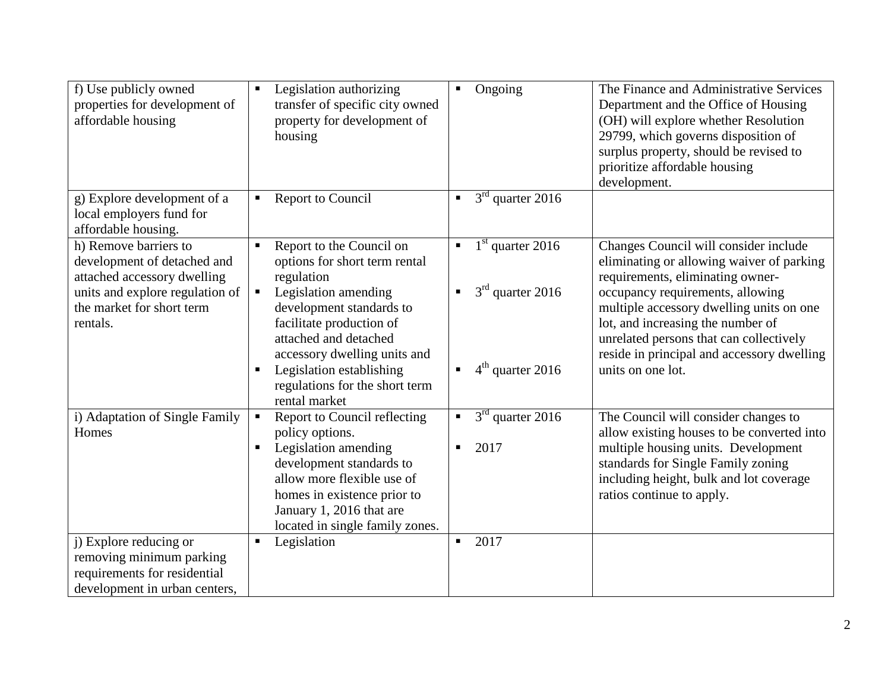| | | | |
|---|---|---|---|
| f) Use publicly owned properties for development of affordable housing | ▪ Legislation authorizing transfer of specific city owned property for development of housing | ▪ Ongoing | The Finance and Administrative Services Department and the Office of Housing (OH) will explore whether Resolution 29799, which governs disposition of surplus property, should be revised to prioritize affordable housing development. |
| g) Explore development of a local employers fund for affordable housing. | ▪ Report to Council | ▪ 3rd quarter 2016 | |
| h) Remove barriers to development of detached and attached accessory dwelling units and explore regulation of the market for short term rentals. | ▪ Report to the Council on options for short term rental regulation<br>▪ Legislation amending development standards to facilitate production of attached and detached accessory dwelling units and<br>▪ Legislation establishing regulations for the short term rental market | ▪ 1st quarter 2016<br>▪ 3rd quarter 2016<br>▪ 4th quarter 2016 | Changes Council will consider include eliminating or allowing waiver of parking requirements, eliminating owner-occupancy requirements, allowing multiple accessory dwelling units on one lot, and increasing the number of unrelated persons that can collectively reside in principal and accessory dwelling units on one lot. |
| i) Adaptation of Single Family Homes | ▪ Report to Council reflecting policy options.<br>▪ Legislation amending development standards to allow more flexible use of homes in existence prior to January 1, 2016 that are located in single family zones. | ▪ 3rd quarter 2016<br>▪ 2017 | The Council will consider changes to allow existing houses to be converted into multiple housing units. Development standards for Single Family zoning including height, bulk and lot coverage ratios continue to apply. |
| j) Explore reducing or removing minimum parking requirements for residential development in urban centers, | ▪ Legislation | ▪ 2017 | |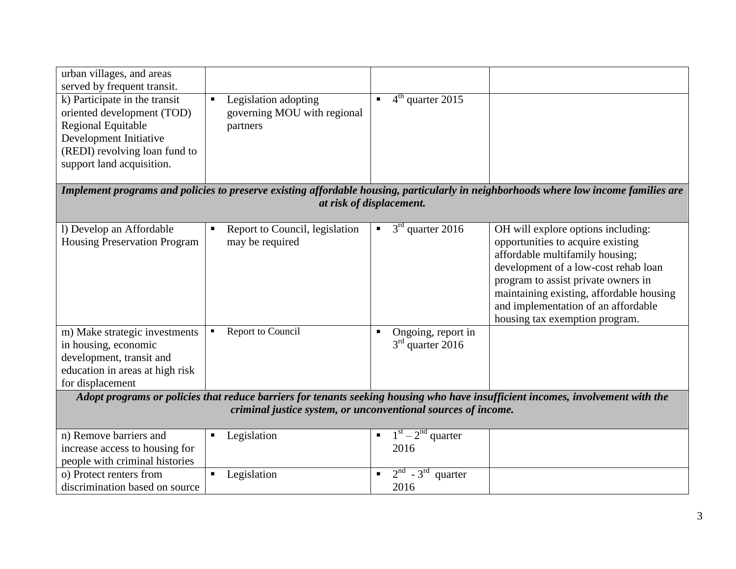| | | | |
|---|---|---|---|
| urban villages, and areas served by frequent transit. | | | |
| k) Participate in the transit oriented development (TOD) Regional Equitable Development Initiative (REDI) revolving loan fund to support land acquisition. | ▪ Legislation adopting governing MOU with regional partners | ▪ 4th quarter 2015 | |
| ***Implement programs and policies to preserve existing affordable housing, particularly in neighborhoods where low income families are at risk of displacement.*** | | | |
| l) Develop an Affordable Housing Preservation Program | ▪ Report to Council, legislation may be required | ▪ 3rd quarter 2016 | OH will explore options including: opportunities to acquire existing affordable multifamily housing; development of a low-cost rehab loan program to assist private owners in maintaining existing, affordable housing and implementation of an affordable housing tax exemption program. |
| m) Make strategic investments in housing, economic development, transit and education in areas at high risk for displacement | ▪ Report to Council | ▪ Ongoing, report in 3rd quarter 2016 | |
| ***Adopt programs or policies that reduce barriers for tenants seeking housing who have insufficient incomes, involvement with the criminal justice system, or unconventional sources of income.*** | | | |
| n) Remove barriers and increase access to housing for people with criminal histories | ▪ Legislation | ▪ 1st – 2nd quarter 2016 | |
| o) Protect renters from discrimination based on source | ▪ Legislation | ▪ 2nd - 3rd quarter 2016 | |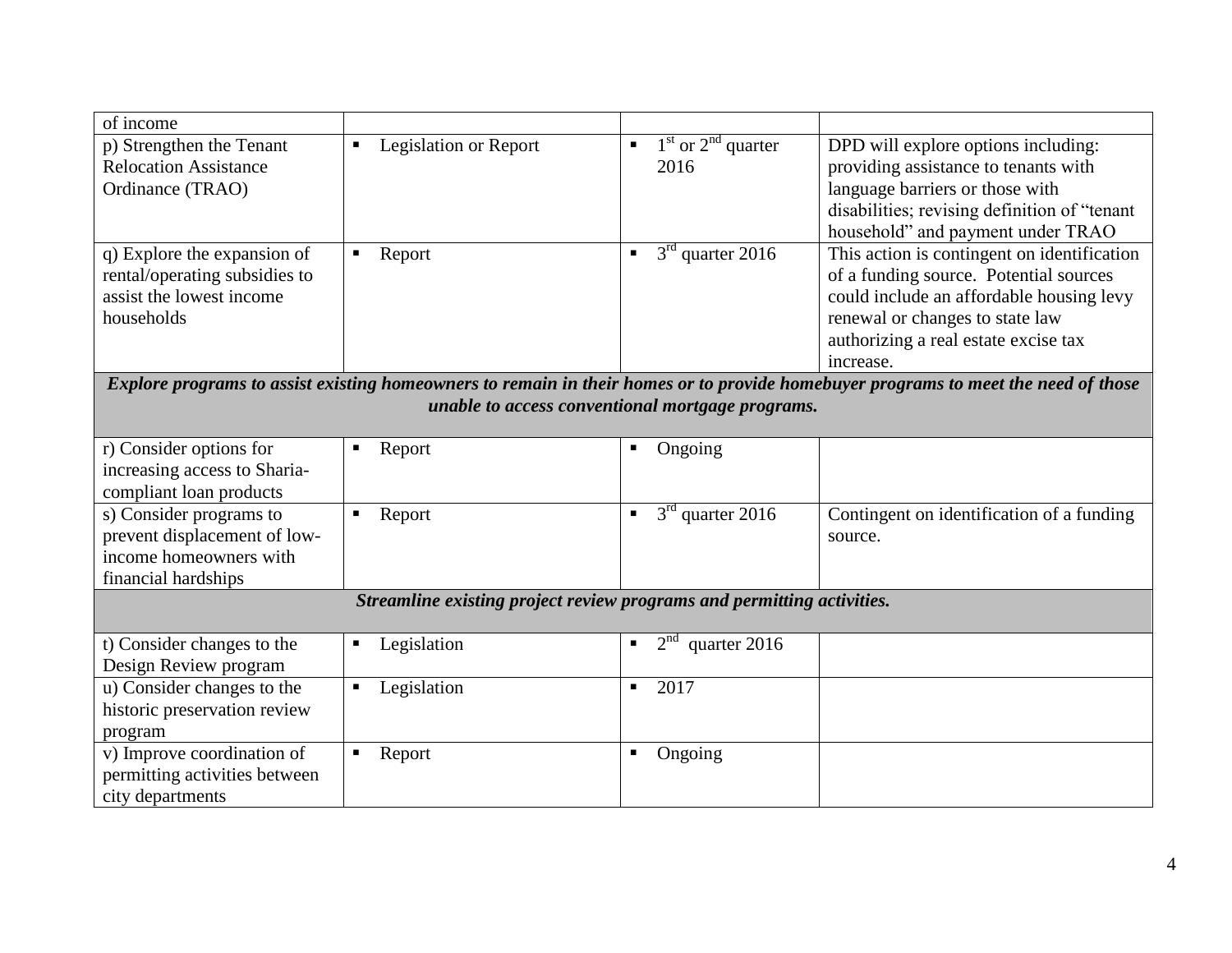| | | | |
|---|---|---|---|
| of income | | | |
| p) Strengthen the Tenant Relocation Assistance Ordinance (TRAO) | ▪ Legislation or Report | ▪ 1st or 2nd quarter 2016 | DPD will explore options including: providing assistance to tenants with language barriers or those with disabilities; revising definition of "tenant household" and payment under TRAO |
| q) Explore the expansion of rental/operating subsidies to assist the lowest income households | ▪ Report | ▪ 3rd quarter 2016 | This action is contingent on identification of a funding source. Potential sources could include an affordable housing levy renewal or changes to state law authorizing a real estate excise tax increase. |
| ***Explore programs to assist existing homeowners to remain in their homes or to provide homebuyer programs to meet the need of those unable to access conventional mortgage programs.*** | | | |
| r) Consider options for increasing access to Sharia-compliant loan products | ▪ Report | ▪ Ongoing | |
| s) Consider programs to prevent displacement of low-income homeowners with financial hardships | ▪ Report | ▪ 3rd quarter 2016 | Contingent on identification of a funding source. |
| ***Streamline existing project review programs and permitting activities.*** | | | |
| t) Consider changes to the Design Review program | ▪ Legislation | ▪ 2nd quarter 2016 | |
| u) Consider changes to the historic preservation review program | ▪ Legislation | ▪ 2017 | |
| v) Improve coordination of permitting activities between city departments | ▪ Report | ▪ Ongoing | |